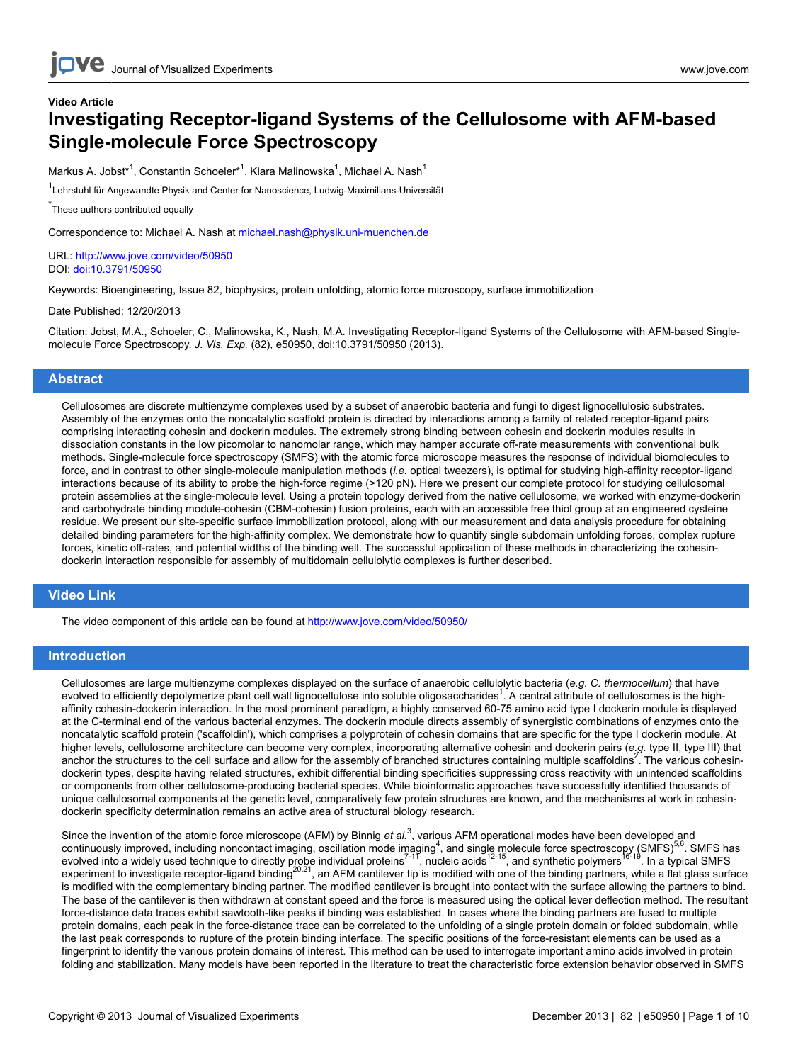Video Article

# Investigating Receptor-ligand Systems of the Cellulosome with AFM-based Single-molecule Force Spectroscopy

Markus A. Jobst*[1], Constantin Schoeler*[1], Klara Malinowska[1], Michael A. Nash[1]

[1]Lehrstuhl für Angewandte Physik and Center for Nanoscience, Ludwig-Maximilians-Universität

*These authors contributed equally

Correspondence to: Michael A. Nash at michael.nash@physik.uni-muenchen.de

URL: http://www.jove.com/video/50950
DOI: doi:10.3791/50950

Keywords: Bioengineering, Issue 82, biophysics, protein unfolding, atomic force microscopy, surface immobilization

Date Published: 12/20/2013

Citation: Jobst, M.A., Schoeler, C., Malinowska, K., Nash, M.A. Investigating Receptor-ligand Systems of the Cellulosome with AFM-based Single-molecule Force Spectroscopy. *J. Vis. Exp.* (82), e50950, doi:10.3791/50950 (2013).

## Abstract

Cellulosomes are discrete multienzyme complexes used by a subset of anaerobic bacteria and fungi to digest lignocellulosic substrates. Assembly of the enzymes onto the noncatalytic scaffold protein is directed by interactions among a family of related receptor-ligand pairs comprising interacting cohesin and dockerin modules. The extremely strong binding between cohesin and dockerin modules results in dissociation constants in the low picomolar to nanomolar range, which may hamper accurate off-rate measurements with conventional bulk methods. Single-molecule force spectroscopy (SMFS) with the atomic force microscope measures the response of individual biomolecules to force, and in contrast to other single-molecule manipulation methods (*i.e.* optical tweezers), is optimal for studying high-affinity receptor-ligand interactions because of its ability to probe the high-force regime (>120 pN). Here we present our complete protocol for studying cellulosomal protein assemblies at the single-molecule level. Using a protein topology derived from the native cellulosome, we worked with enzyme-dockerin and carbohydrate binding module-cohesin (CBM-cohesin) fusion proteins, each with an accessible free thiol group at an engineered cysteine residue. We present our site-specific surface immobilization protocol, along with our measurement and data analysis procedure for obtaining detailed binding parameters for the high-affinity complex. We demonstrate how to quantify single subdomain unfolding forces, complex rupture forces, kinetic off-rates, and potential widths of the binding well. The successful application of these methods in characterizing the cohesin-dockerin interaction responsible for assembly of multidomain cellulolytic complexes is further described.

## Video Link

The video component of this article can be found at http://www.jove.com/video/50950/

## Introduction

Cellulosomes are large multienzyme complexes displayed on the surface of anaerobic cellulolytic bacteria (*e.g. C. thermocellum*) that have evolved to efficiently depolymerize plant cell wall lignocellulose into soluble oligosaccharides[1]. A central attribute of cellulosomes is the high-affinity cohesin-dockerin interaction. In the most prominent paradigm, a highly conserved 60-75 amino acid type I dockerin module is displayed at the C-terminal end of the various bacterial enzymes. The dockerin module directs assembly of synergistic combinations of enzymes onto the noncatalytic scaffold protein ('scaffoldin'), which comprises a polyprotein of cohesin domains that are specific for the type I dockerin module. At higher levels, cellulosome architecture can become very complex, incorporating alternative cohesin and dockerin pairs (*e.g.* type II, type III) that anchor the structures to the cell surface and allow for the assembly of branched structures containing multiple scaffoldins[2]. The various cohesin-dockerin types, despite having related structures, exhibit differential binding specificities suppressing cross reactivity with unintended scaffoldins or components from other cellulosome-producing bacterial species. While bioinformatic approaches have successfully identified thousands of unique cellulosomal components at the genetic level, comparatively few protein structures are known, and the mechanisms at work in cohesin-dockerin specificity determination remains an active area of structural biology research.

Since the invention of the atomic force microscope (AFM) by Binnig *et al.*[3], various AFM operational modes have been developed and continuously improved, including noncontact imaging, oscillation mode imaging[4], and single molecule force spectroscopy (SMFS)[5,6]. SMFS has evolved into a widely used technique to directly probe individual proteins[7-11], nucleic acids[12-15], and synthetic polymers[16-19]. In a typical SMFS experiment to investigate receptor-ligand binding[20,21], an AFM cantilever tip is modified with one of the binding partners, while a flat glass surface is modified with the complementary binding partner. The modified cantilever is brought into contact with the surface allowing the partners to bind. The base of the cantilever is then withdrawn at constant speed and the force is measured using the optical lever deflection method. The resultant force-distance data traces exhibit sawtooth-like peaks if binding was established. In cases where the binding partners are fused to multiple protein domains, each peak in the force-distance trace can be correlated to the unfolding of a single protein domain or folded subdomain, while the last peak corresponds to rupture of the protein binding interface. The specific positions of the force-resistant elements can be used as a fingerprint to identify the various protein domains of interest. This method can be used to interrogate important amino acids involved in protein folding and stabilization. Many models have been reported in the literature to treat the characteristic force extension behavior observed in SMFS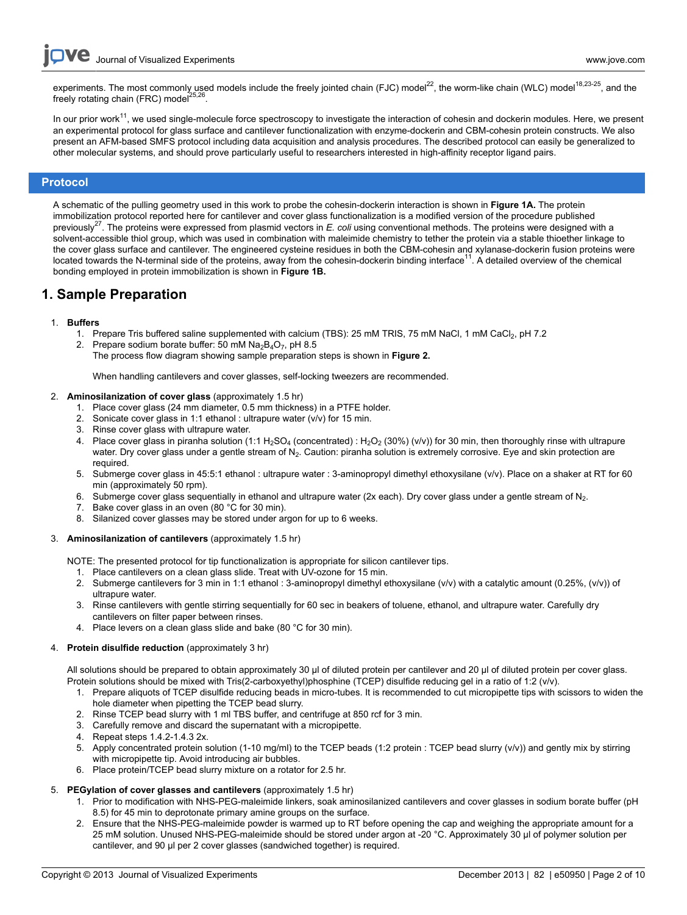experiments. The most commonly used models include the freely jointed chain (FJC) model[22], the worm-like chain (WLC) model[18,23-25], and the freely rotating chain (FRC) model[25,26].

In our prior work[11], we used single-molecule force spectroscopy to investigate the interaction of cohesin and dockerin modules. Here, we present an experimental protocol for glass surface and cantilever functionalization with enzyme-dockerin and CBM-cohesin protein constructs. We also present an AFM-based SMFS protocol including data acquisition and analysis procedures. The described protocol can easily be generalized to other molecular systems, and should prove particularly useful to researchers interested in high-affinity receptor ligand pairs.

## Protocol

A schematic of the pulling geometry used in this work to probe the cohesin-dockerin interaction is shown in **Figure 1A.** The protein immobilization protocol reported here for cantilever and cover glass functionalization is a modified version of the procedure published previously[27]. The proteins were expressed from plasmid vectors in *E. coli* using conventional methods. The proteins were designed with a solvent-accessible thiol group, which was used in combination with maleimide chemistry to tether the protein via a stable thioether linkage to the cover glass surface and cantilever. The engineered cysteine residues in both the CBM-cohesin and xylanase-dockerin fusion proteins were located towards the N-terminal side of the proteins, away from the cohesin-dockerin binding interface[11]. A detailed overview of the chemical bonding employed in protein immobilization is shown in **Figure 1B.**

## 1. Sample Preparation

1. **Buffers**
    1. Prepare Tris buffered saline supplemented with calcium (TBS): 25 mM TRIS, 75 mM NaCl, 1 mM $CaCl_2$, pH 7.2
    2. Prepare sodium borate buffer: 50 mM $Na_2B_4O_7$, pH 8.5
    The process flow diagram showing sample preparation steps is shown in **Figure 2.**

    When handling cantilevers and cover glasses, self-locking tweezers are recommended.

2. **Aminosilanization of cover glass** (approximately 1.5 hr)
    1. Place cover glass (24 mm diameter, 0.5 mm thickness) in a PTFE holder.
    2. Sonicate cover glass in 1:1 ethanol : ultrapure water (v/v) for 15 min.
    3. Rinse cover glass with ultrapure water.
    4. Place cover glass in piranha solution (1:1 $H_2SO_4$ (concentrated) : $H_2O_2$ (30%) (v/v)) for 30 min, then thoroughly rinse with ultrapure water. Dry cover glass under a gentle stream of $N_2$. Caution: piranha solution is extremely corrosive. Eye and skin protection are required.
    5. Submerge cover glass in 45:5:1 ethanol : ultrapure water : 3-aminopropyl dimethyl ethoxysilane (v/v). Place on a shaker at RT for 60 min (approximately 50 rpm).
    6. Submerge cover glass sequentially in ethanol and ultrapure water (2x each). Dry cover glass under a gentle stream of $N_2$.
    7. Bake cover glass in an oven (80 °C for 30 min).
    8. Silanized cover glasses may be stored under argon for up to 6 weeks.

3. **Aminosilanization of cantilevers** (approximately 1.5 hr)

    NOTE: The presented protocol for tip functionalization is appropriate for silicon cantilever tips.
    1. Place cantilevers on a clean glass slide. Treat with UV-ozone for 15 min.
    2. Submerge cantilevers for 3 min in 1:1 ethanol : 3-aminopropyl dimethyl ethoxysilane (v/v) with a catalytic amount (0.25%, (v/v)) of ultrapure water.
    3. Rinse cantilevers with gentle stirring sequentially for 60 sec in beakers of toluene, ethanol, and ultrapure water. Carefully dry cantilevers on filter paper between rinses.
    4. Place levers on a clean glass slide and bake (80 °C for 30 min).

4. **Protein disulfide reduction** (approximately 3 hr)

    All solutions should be prepared to obtain approximately 30 µl of diluted protein per cantilever and 20 µl of diluted protein per cover glass. Protein solutions should be mixed with Tris(2-carboxyethyl)phosphine (TCEP) disulfide reducing gel in a ratio of 1:2 (v/v).
    1. Prepare aliquots of TCEP disulfide reducing beads in micro-tubes. It is recommended to cut micropipette tips with scissors to widen the hole diameter when pipetting the TCEP bead slurry.
    2. Rinse TCEP bead slurry with 1 ml TBS buffer, and centrifuge at 850 rcf for 3 min.
    3. Carefully remove and discard the supernatant with a micropipette.
    4. Repeat steps 1.4.2-1.4.3 2x.
    5. Apply concentrated protein solution (1-10 mg/ml) to the TCEP beads (1:2 protein : TCEP bead slurry (v/v)) and gently mix by stirring with micropipette tip. Avoid introducing air bubbles.
    6. Place protein/TCEP bead slurry mixture on a rotator for 2.5 hr.

5. **PEGylation of cover glasses and cantilevers** (approximately 1.5 hr)
    1. Prior to modification with NHS-PEG-maleimide linkers, soak aminosilanized cantilevers and cover glasses in sodium borate buffer (pH 8.5) for 45 min to deprotonate primary amine groups on the surface.
    2. Ensure that the NHS-PEG-maleimide powder is warmed up to RT before opening the cap and weighing the appropriate amount for a 25 mM solution. Unused NHS-PEG-maleimide should be stored under argon at -20 °C. Approximately 30 µl of polymer solution per cantilever, and 90 µl per 2 cover glasses (sandwiched together) is required.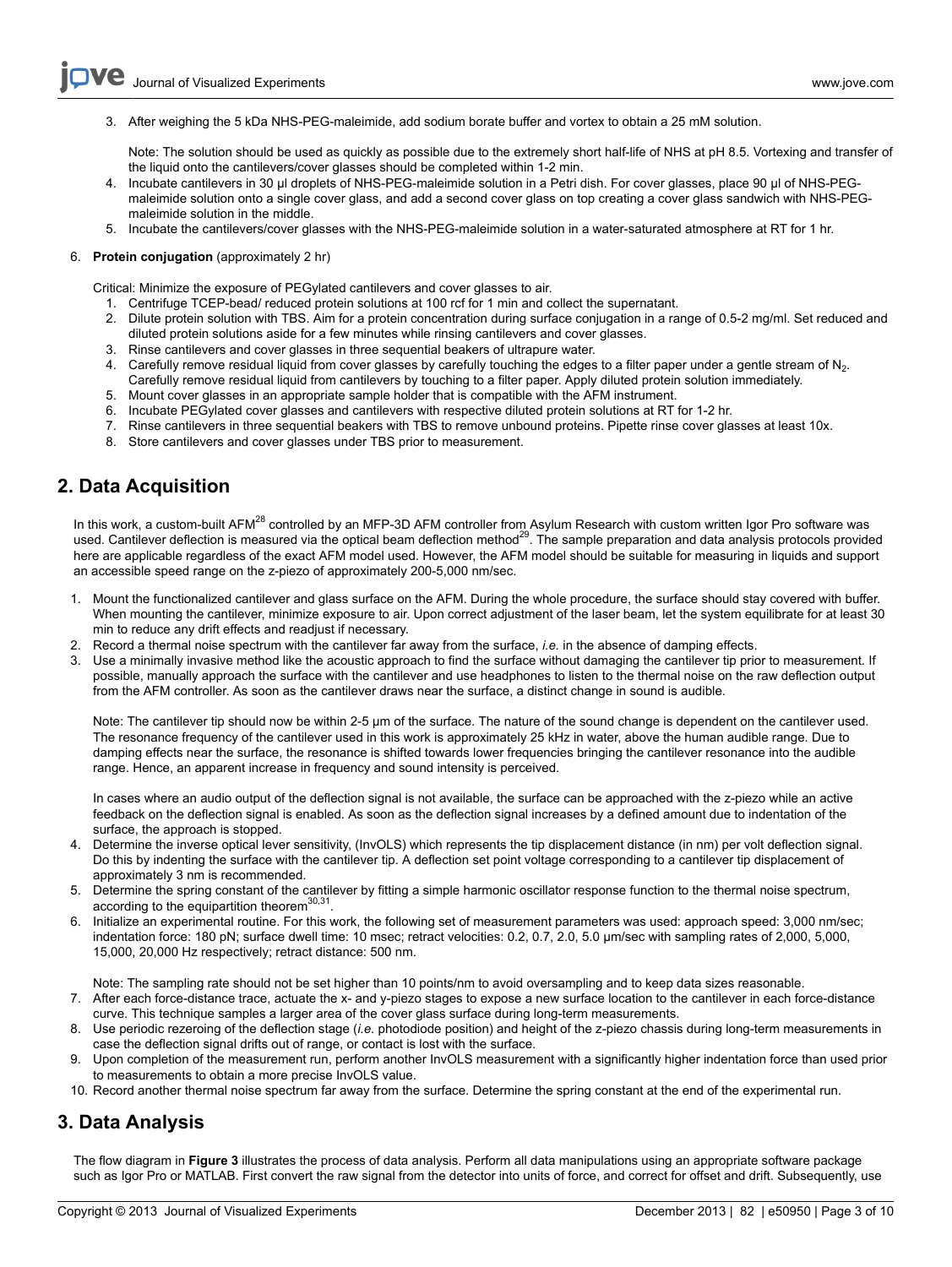3. After weighing the 5 kDa NHS-PEG-maleimide, add sodium borate buffer and vortex to obtain a 25 mM solution.

   Note: The solution should be used as quickly as possible due to the extremely short half-life of NHS at pH 8.5. Vortexing and transfer of the liquid onto the cantilevers/cover glasses should be completed within 1-2 min.
4. Incubate cantilevers in 30 µl droplets of NHS-PEG-maleimide solution in a Petri dish. For cover glasses, place 90 µl of NHS-PEG-maleimide solution onto a single cover glass, and add a second cover glass on top creating a cover glass sandwich with NHS-PEG-maleimide solution in the middle.
5. Incubate the cantilevers/cover glasses with the NHS-PEG-maleimide solution in a water-saturated atmosphere at RT for 1 hr.

6. **Protein conjugation** (approximately 2 hr)

   Critical: Minimize the exposure of PEGylated cantilevers and cover glasses to air.
   1. Centrifuge TCEP-bead/ reduced protein solutions at 100 rcf for 1 min and collect the supernatant.
   2. Dilute protein solution with TBS. Aim for a protein concentration during surface conjugation in a range of 0.5-2 mg/ml. Set reduced and diluted protein solutions aside for a few minutes while rinsing cantilevers and cover glasses.
   3. Rinse cantilevers and cover glasses in three sequential beakers of ultrapure water.
   4. Carefully remove residual liquid from cover glasses by carefully touching the edges to a filter paper under a gentle stream of $N_2$. Carefully remove residual liquid from cantilevers by touching to a filter paper. Apply diluted protein solution immediately.
   5. Mount cover glasses in an appropriate sample holder that is compatible with the AFM instrument.
   6. Incubate PEGylated cover glasses and cantilevers with respective diluted protein solutions at RT for 1-2 hr.
   7. Rinse cantilevers in three sequential beakers with TBS to remove unbound proteins. Pipette rinse cover glasses at least 10x.
   8. Store cantilevers and cover glasses under TBS prior to measurement.

## 2. Data Acquisition

In this work, a custom-built AFM[28] controlled by an MFP-3D AFM controller from Asylum Research with custom written Igor Pro software was used. Cantilever deflection is measured via the optical beam deflection method[29]. The sample preparation and data analysis protocols provided here are applicable regardless of the exact AFM model used. However, the AFM model should be suitable for measuring in liquids and support an accessible speed range on the z-piezo of approximately 200-5,000 nm/sec.

1. Mount the functionalized cantilever and glass surface on the AFM. During the whole procedure, the surface should stay covered with buffer. When mounting the cantilever, minimize exposure to air. Upon correct adjustment of the laser beam, let the system equilibrate for at least 30 min to reduce any drift effects and readjust if necessary.
2. Record a thermal noise spectrum with the cantilever far away from the surface, *i.e.* in the absence of damping effects.
3. Use a minimally invasive method like the acoustic approach to find the surface without damaging the cantilever tip prior to measurement. If possible, manually approach the surface with the cantilever and use headphones to listen to the thermal noise on the raw deflection output from the AFM controller. As soon as the cantilever draws near the surface, a distinct change in sound is audible.

   Note: The cantilever tip should now be within 2-5 µm of the surface. The nature of the sound change is dependent on the cantilever used. The resonance frequency of the cantilever used in this work is approximately 25 kHz in water, above the human audible range. Due to damping effects near the surface, the resonance is shifted towards lower frequencies bringing the cantilever resonance into the audible range. Hence, an apparent increase in frequency and sound intensity is perceived.

   In cases where an audio output of the deflection signal is not available, the surface can be approached with the z-piezo while an active feedback on the deflection signal is enabled. As soon as the deflection signal increases by a defined amount due to indentation of the surface, the approach is stopped.
4. Determine the inverse optical lever sensitivity, (InvOLS) which represents the tip displacement distance (in nm) per volt deflection signal. Do this by indenting the surface with the cantilever tip. A deflection set point voltage corresponding to a cantilever tip displacement of approximately 3 nm is recommended.
5. Determine the spring constant of the cantilever by fitting a simple harmonic oscillator response function to the thermal noise spectrum, according to the equipartition theorem[30,31].
6. Initialize an experimental routine. For this work, the following set of measurement parameters was used: approach speed: 3,000 nm/sec; indentation force: 180 pN; surface dwell time: 10 msec; retract velocities: 0.2, 0.7, 2.0, 5.0 µm/sec with sampling rates of 2,000, 5,000, 15,000, 20,000 Hz respectively; retract distance: 500 nm.

   Note: The sampling rate should not be set higher than 10 points/nm to avoid oversampling and to keep data sizes reasonable.
7. After each force-distance trace, actuate the x- and y-piezo stages to expose a new surface location to the cantilever in each force-distance curve. This technique samples a larger area of the cover glass surface during long-term measurements.
8. Use periodic rezeroing of the deflection stage (*i.e.* photodiode position) and height of the z-piezo chassis during long-term measurements in case the deflection signal drifts out of range, or contact is lost with the surface.
9. Upon completion of the measurement run, perform another InvOLS measurement with a significantly higher indentation force than used prior to measurements to obtain a more precise InvOLS value.
10. Record another thermal noise spectrum far away from the surface. Determine the spring constant at the end of the experimental run.

## 3. Data Analysis

The flow diagram in **Figure 3** illustrates the process of data analysis. Perform all data manipulations using an appropriate software package such as Igor Pro or MATLAB. First convert the raw signal from the detector into units of force, and correct for offset and drift. Subsequently, use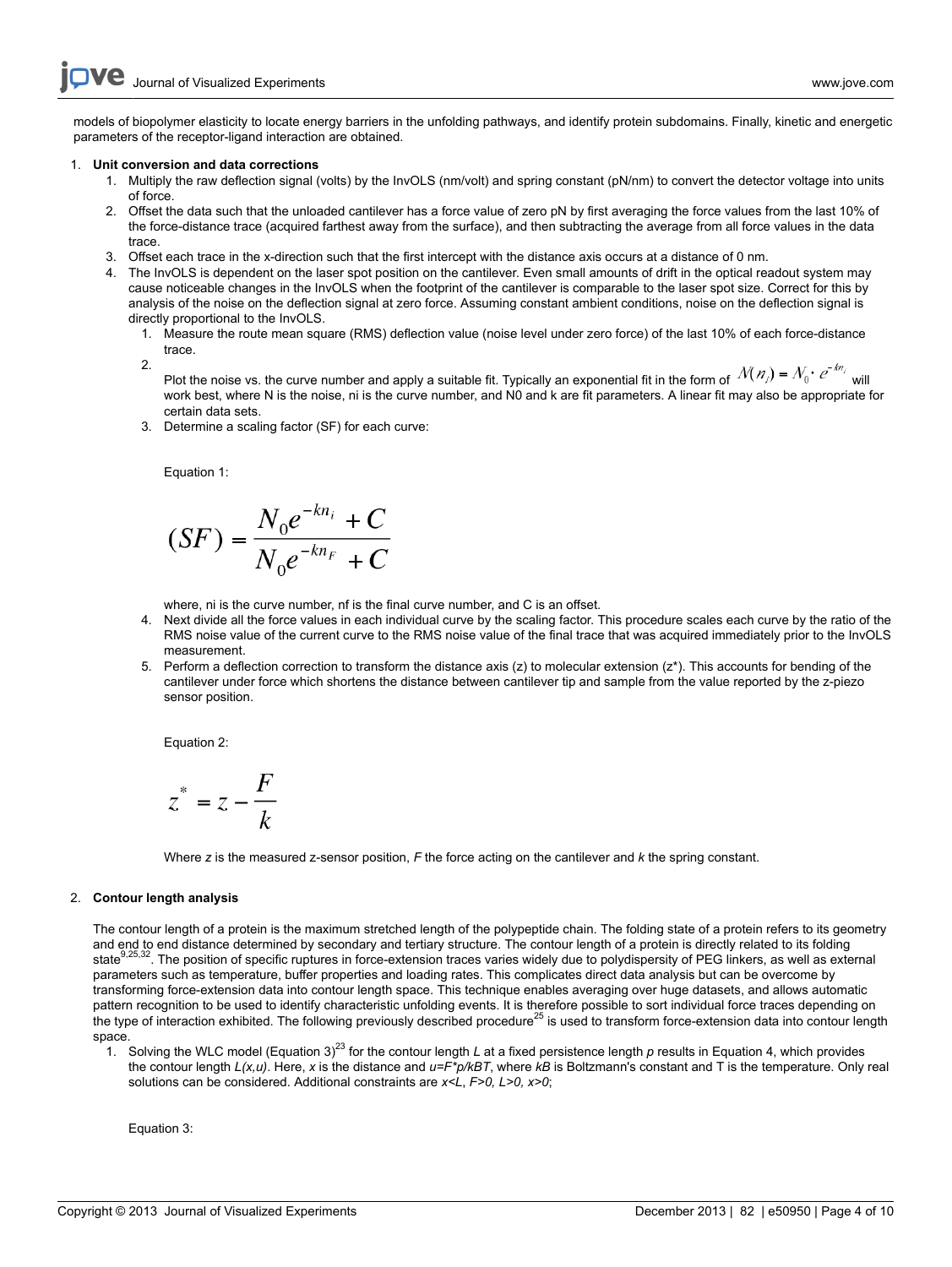models of biopolymer elasticity to locate energy barriers in the unfolding pathways, and identify protein subdomains. Finally, kinetic and energetic parameters of the receptor-ligand interaction are obtained.

1. **Unit conversion and data corrections**
    1. Multiply the raw deflection signal (volts) by the InvOLS (nm/volt) and spring constant (pN/nm) to convert the detector voltage into units of force.
    2. Offset the data such that the unloaded cantilever has a force value of zero pN by first averaging the force values from the last 10% of the force-distance trace (acquired farthest away from the surface), and then subtracting the average from all force values in the data trace.
    3. Offset each trace in the x-direction such that the first intercept with the distance axis occurs at a distance of 0 nm.
    4. The InvOLS is dependent on the laser spot position on the cantilever. Even small amounts of drift in the optical readout system may cause noticeable changes in the InvOLS when the footprint of the cantilever is comparable to the laser spot size. Correct for this by analysis of the noise on the deflection signal at zero force. Assuming constant ambient conditions, noise on the deflection signal is directly proportional to the InvOLS.
        1. Measure the route mean square (RMS) deflection value (noise level under zero force) of the last 10% of each force-distance trace.
        2. Plot the noise vs. the curve number and apply a suitable fit. Typically an exponential fit in the form of $N(n_i) = N_0 \cdot e^{-kn_i}$ will work best, where N is the noise, ni is the curve number, and N0 and k are fit parameters. A linear fit may also be appropriate for certain data sets.
        3. Determine a scaling factor (SF) for each curve:

            Equation 1:

            $$(SF) = \frac{N_0 e^{-kn_i} + C}{N_0 e^{-kn_F} + C}$$

            where, ni is the curve number, nf is the final curve number, and C is an offset.
        4. Next divide all the force values in each individual curve by the scaling factor. This procedure scales each curve by the ratio of the RMS noise value of the current curve to the RMS noise value of the final trace that was acquired immediately prior to the InvOLS measurement.
        5. Perform a deflection correction to transform the distance axis (z) to molecular extension (z*). This accounts for bending of the cantilever under force which shortens the distance between cantilever tip and sample from the value reported by the z-piezo sensor position.

            Equation 2:

            $$z^* = z - \frac{F}{k}$$

            Where *z* is the measured z-sensor position, *F* the force acting on the cantilever and *k* the spring constant.

2. **Contour length analysis**

    The contour length of a protein is the maximum stretched length of the polypeptide chain. The folding state of a protein refers to its geometry and end to end distance determined by secondary and tertiary structure. The contour length of a protein is directly related to its folding state[9,25,32]. The position of specific ruptures in force-extension traces varies widely due to polydispersity of PEG linkers, as well as external parameters such as temperature, buffer properties and loading rates. This complicates direct data analysis but can be overcome by transforming force-extension data into contour length space. This technique enables averaging over huge datasets, and allows automatic pattern recognition to be used to identify characteristic unfolding events. It is therefore possible to sort individual force traces depending on the type of interaction exhibited. The following previously described procedure[25] is used to transform force-extension data into contour length space.
    1. Solving the WLC model (Equation 3)[23] for the contour length *L* at a fixed persistence length *p* results in Equation 4, which provides the contour length *L(x,u)*. Here, *x* is the distance and *u=F*p/kBT*, where *kB* is Boltzmann's constant and T is the temperature. Only real solutions can be considered. Additional constraints are *x<L*, *F>0, L>0, x>0*;

        Equation 3: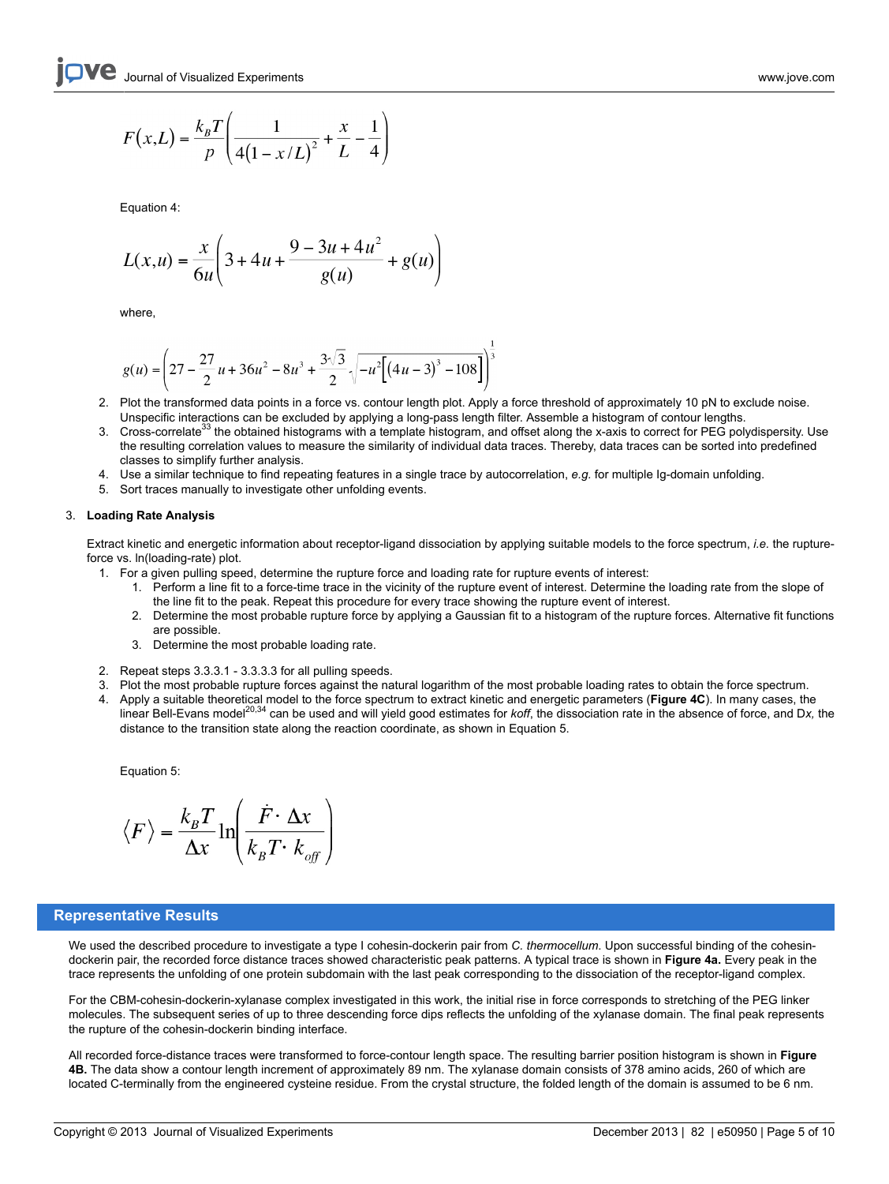$$F(x,L) = \frac{k_B T}{p}\left(\frac{1}{4(1-x/L)^2} + \frac{x}{L} - \frac{1}{4}\right)$$

Equation 4:

$$L(x,u) = \frac{x}{6u}\left(3 + 4u + \frac{9 - 3u + 4u^2}{g(u)} + g(u)\right)$$

where,

$$g(u) = \left(27 - \frac{27}{2}u + 36u^2 - 8u^3 + \frac{3\sqrt{3}}{2}\sqrt{-u^2\left[(4u-3)^3 - 108\right]}\right)^{\frac{1}{3}}$$

2. Plot the transformed data points in a force vs. contour length plot. Apply a force threshold of approximately 10 pN to exclude noise. Unspecific interactions can be excluded by applying a long-pass length filter. Assemble a histogram of contour lengths.
3. Cross-correlate[33] the obtained histograms with a template histogram, and offset along the x-axis to correct for PEG polydispersity. Use the resulting correlation values to measure the similarity of individual data traces. Thereby, data traces can be sorted into predefined classes to simplify further analysis.
4. Use a similar technique to find repeating features in a single trace by autocorrelation, *e.g.* for multiple Ig-domain unfolding.
5. Sort traces manually to investigate other unfolding events.

3. **Loading Rate Analysis**

Extract kinetic and energetic information about receptor-ligand dissociation by applying suitable models to the force spectrum, *i.e.* the rupture-force vs. ln(loading-rate) plot.

1. For a given pulling speed, determine the rupture force and loading rate for rupture events of interest:
   1. Perform a line fit to a force-time trace in the vicinity of the rupture event of interest. Determine the loading rate from the slope of the line fit to the peak. Repeat this procedure for every trace showing the rupture event of interest.
   2. Determine the most probable rupture force by applying a Gaussian fit to a histogram of the rupture forces. Alternative fit functions are possible.
   3. Determine the most probable loading rate.
2. Repeat steps 3.3.3.1 - 3.3.3.3 for all pulling speeds.
3. Plot the most probable rupture forces against the natural logarithm of the most probable loading rates to obtain the force spectrum.
4. Apply a suitable theoretical model to the force spectrum to extract kinetic and energetic parameters (**Figure 4C**). In many cases, the linear Bell-Evans model[20,34] can be used and will yield good estimates for *koff*, the dissociation rate in the absence of force, and D*x*, the distance to the transition state along the reaction coordinate, as shown in Equation 5.

Equation 5:

$$\langle F \rangle = \frac{k_B T}{\Delta x}\ln\left(\frac{\dot{F}\cdot \Delta x}{k_B T \cdot k_{off}}\right)$$

## Representative Results

We used the described procedure to investigate a type I cohesin-dockerin pair from *C. thermocellum*. Upon successful binding of the cohesin-dockerin pair, the recorded force distance traces showed characteristic peak patterns. A typical trace is shown in **Figure 4a.** Every peak in the trace represents the unfolding of one protein subdomain with the last peak corresponding to the dissociation of the receptor-ligand complex.

For the CBM-cohesin-dockerin-xylanase complex investigated in this work, the initial rise in force corresponds to stretching of the PEG linker molecules. The subsequent series of up to three descending force dips reflects the unfolding of the xylanase domain. The final peak represents the rupture of the cohesin-dockerin binding interface.

All recorded force-distance traces were transformed to force-contour length space. The resulting barrier position histogram is shown in **Figure 4B.** The data show a contour length increment of approximately 89 nm. The xylanase domain consists of 378 amino acids, 260 of which are located C-terminally from the engineered cysteine residue. From the crystal structure, the folded length of the domain is assumed to be 6 nm.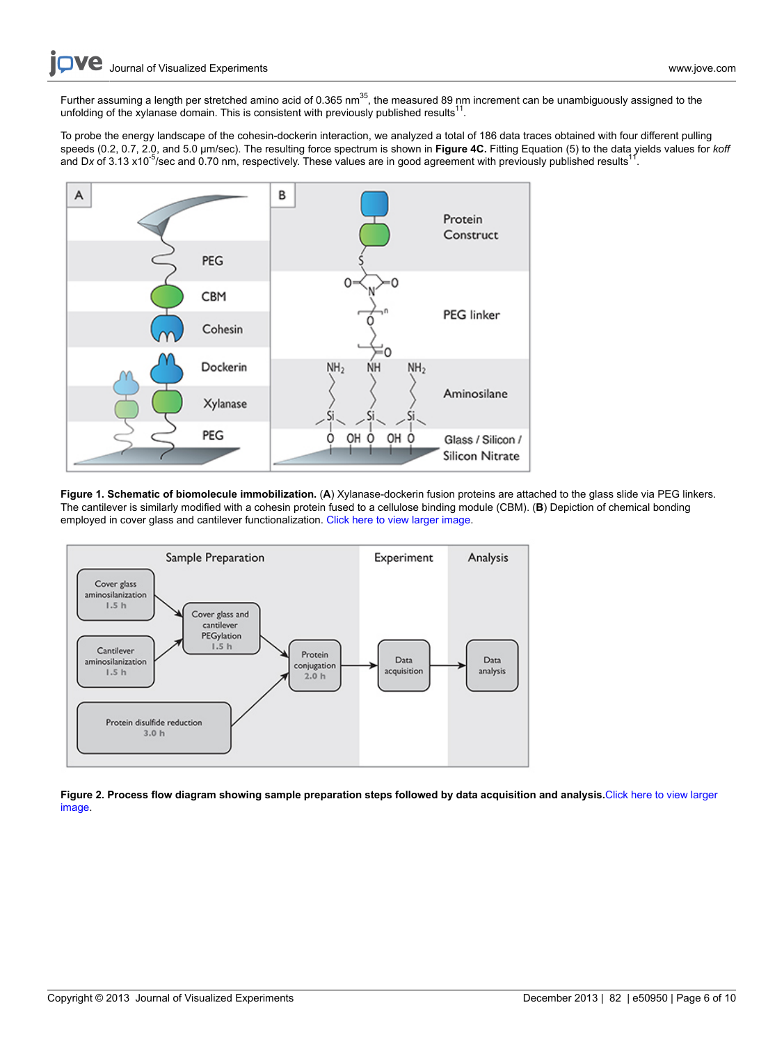Further assuming a length per stretched amino acid of 0.365 nm[35], the measured 89 nm increment can be unambiguously assigned to the unfolding of the xylanase domain. This is consistent with previously published results[11].

To probe the energy landscape of the cohesin-dockerin interaction, we analyzed a total of 186 data traces obtained with four different pulling speeds (0.2, 0.7, 2.0, and 5.0 µm/sec). The resulting force spectrum is shown in **Figure 4C.** Fitting Equation (5) to the data yields values for *koff* and D*x* of 3.13 x$10^{-5}$/sec and 0.70 nm, respectively. These values are in good agreement with previously published results[11].

**Figure 1. Schematic of biomolecule immobilization.** (**A**) Xylanase-dockerin fusion proteins are attached to the glass slide via PEG linkers. The cantilever is similarly modified with a cohesin protein fused to a cellulose binding module (CBM). (**B**) Depiction of chemical bonding employed in cover glass and cantilever functionalization. Click here to view larger image.

**Figure 2. Process flow diagram showing sample preparation steps followed by data acquisition and analysis.** Click here to view larger image.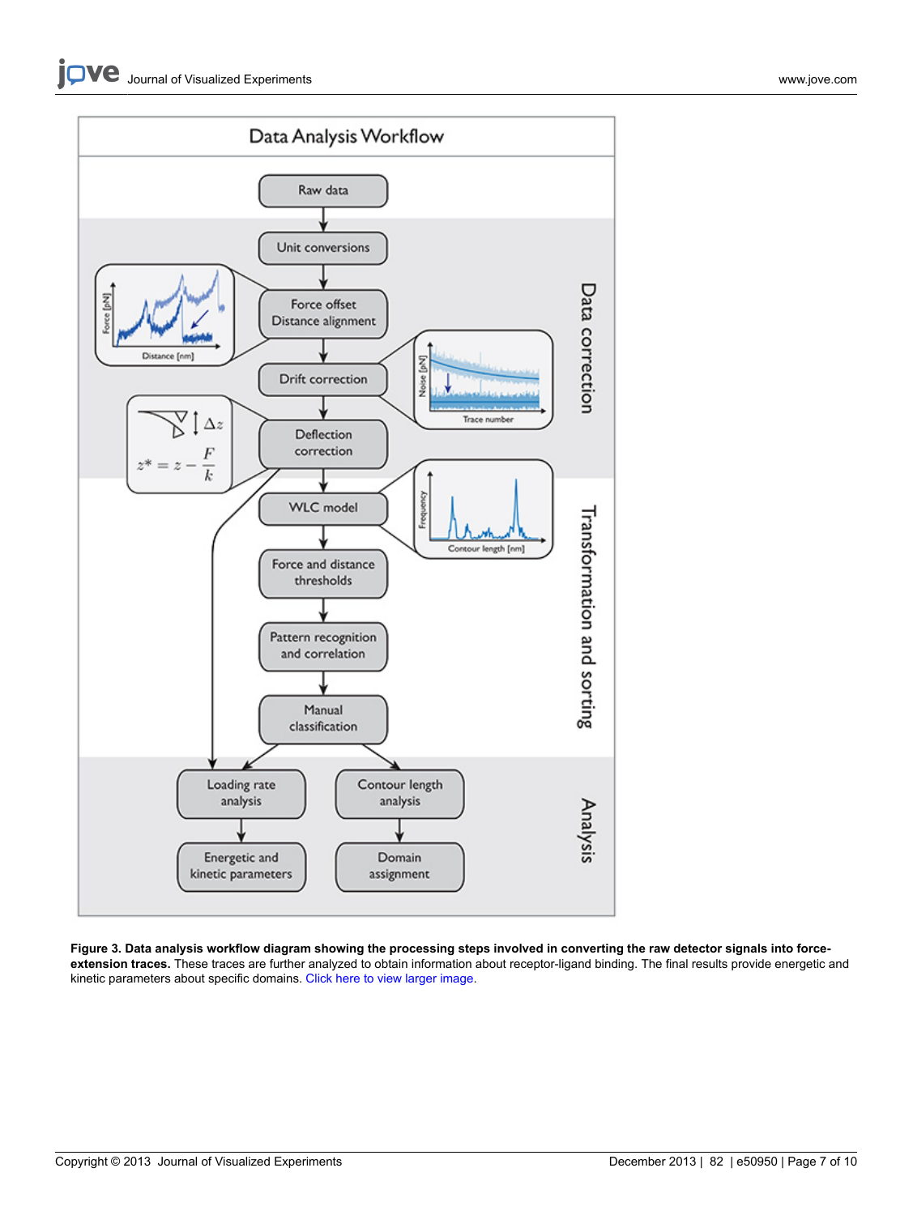**Figure 3. Data analysis workflow diagram showing the processing steps involved in converting the raw detector signals into force-extension traces.** These traces are further analyzed to obtain information about receptor-ligand binding. The final results provide energetic and kinetic parameters about specific domains. Click here to view larger image.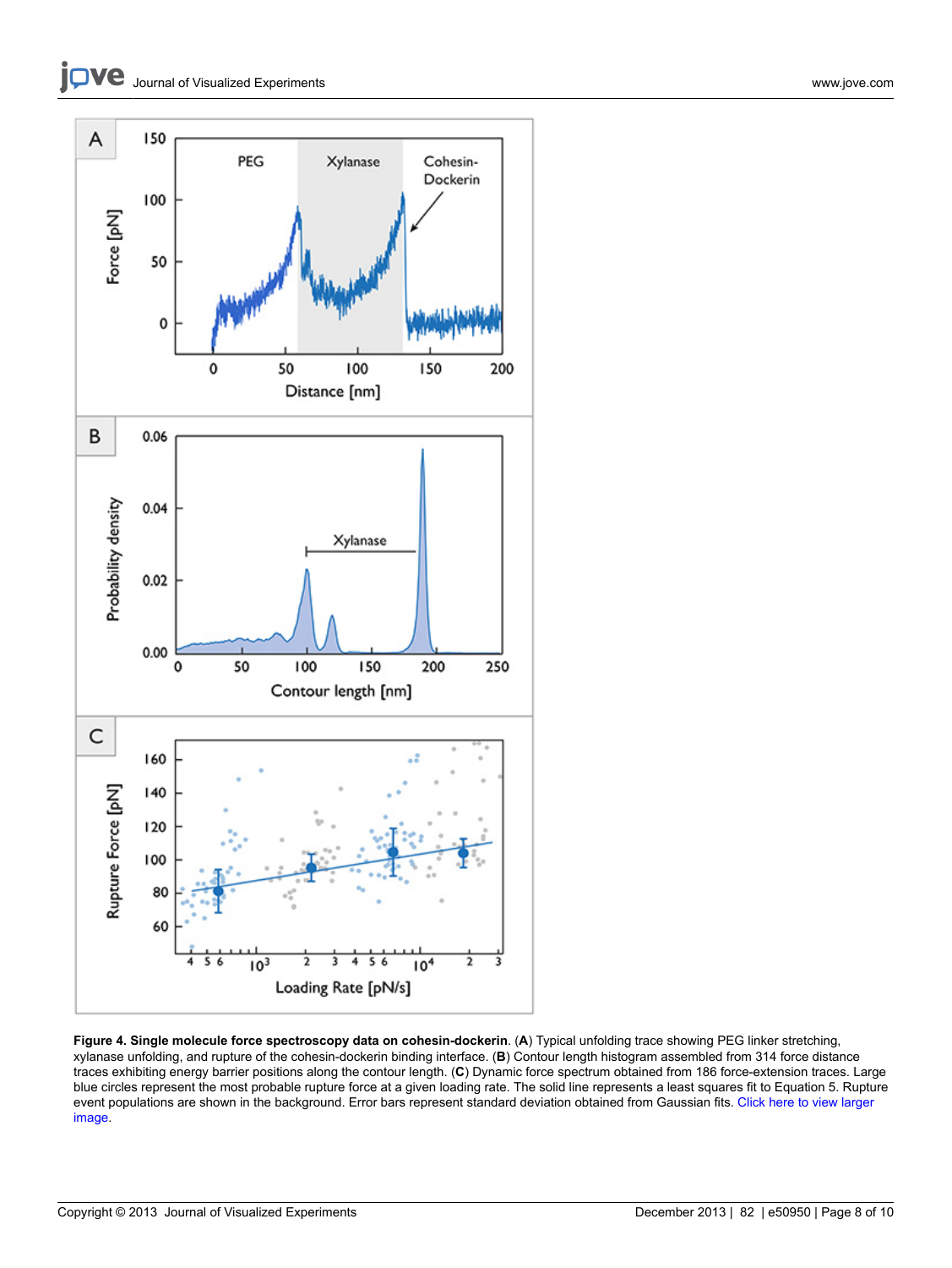**Figure 4. Single molecule force spectroscopy data on cohesin-dockerin**. (**A**) Typical unfolding trace showing PEG linker stretching, xylanase unfolding, and rupture of the cohesin-dockerin binding interface. (**B**) Contour length histogram assembled from 314 force distance traces exhibiting energy barrier positions along the contour length. (**C**) Dynamic force spectrum obtained from 186 force-extension traces. Large blue circles represent the most probable rupture force at a given loading rate. The solid line represents a least squares fit to Equation 5. Rupture event populations are shown in the background. Error bars represent standard deviation obtained from Gaussian fits. Click here to view larger image.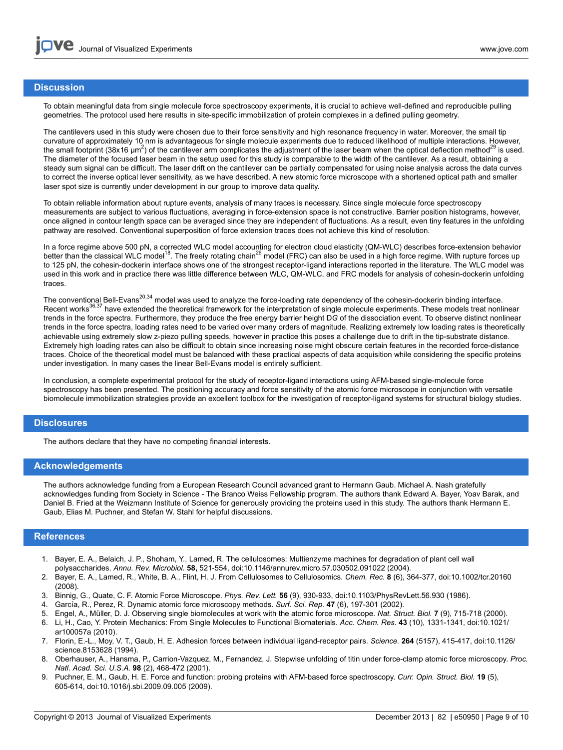## Discussion

To obtain meaningful data from single molecule force spectroscopy experiments, it is crucial to achieve well-defined and reproducible pulling geometries. The protocol used here results in site-specific immobilization of protein complexes in a defined pulling geometry.

The cantilevers used in this study were chosen due to their force sensitivity and high resonance frequency in water. Moreover, the small tip curvature of approximately 10 nm is advantageous for single molecule experiments due to reduced likelihood of multiple interactions. However, the small footprint (38x16 $\mu m^2$) of the cantilever arm complicates the adjustment of the laser beam when the optical deflection method[29] is used. The diameter of the focused laser beam in the setup used for this study is comparable to the width of the cantilever. As a result, obtaining a steady sum signal can be difficult. The laser drift on the cantilever can be partially compensated for using noise analysis across the data curves to correct the inverse optical lever sensitivity, as we have described. A new atomic force microscope with a shortened optical path and smaller laser spot size is currently under development in our group to improve data quality.

To obtain reliable information about rupture events, analysis of many traces is necessary. Since single molecule force spectroscopy measurements are subject to various fluctuations, averaging in force-extension space is not constructive. Barrier position histograms, however, once aligned in contour length space can be averaged since they are independent of fluctuations. As a result, even tiny features in the unfolding pathway are resolved. Conventional superposition of force extension traces does not achieve this kind of resolution.

In a force regime above 500 pN, a corrected WLC model accounting for electron cloud elasticity (QM-WLC) describes force-extension behavior better than the classical WLC model[18]. The freely rotating chain[26] model (FRC) can also be used in a high force regime. With rupture forces up to 125 pN, the cohesin-dockerin interface shows one of the strongest receptor-ligand interactions reported in the literature. The WLC model was used in this work and in practice there was little difference between WLC, QM-WLC, and FRC models for analysis of cohesin-dockerin unfolding traces.

The conventional Bell-Evans[20,34] model was used to analyze the force-loading rate dependency of the cohesin-dockerin binding interface. Recent works[36,37] have extended the theoretical framework for the interpretation of single molecule experiments. These models treat nonlinear trends in the force spectra. Furthermore, they produce the free energy barrier height $DG$ of the dissociation event. To observe distinct nonlinear trends in the force spectra, loading rates need to be varied over many orders of magnitude. Realizing extremely low loading rates is theoretically achievable using extremely slow z-piezo pulling speeds, however in practice this poses a challenge due to drift in the tip-substrate distance. Extremely high loading rates can also be difficult to obtain since increasing noise might obscure certain features in the recorded force-distance traces. Choice of the theoretical model must be balanced with these practical aspects of data acquisition while considering the specific proteins under investigation. In many cases the linear Bell-Evans model is entirely sufficient.

In conclusion, a complete experimental protocol for the study of receptor-ligand interactions using AFM-based single-molecule force spectroscopy has been presented. The positioning accuracy and force sensitivity of the atomic force microscope in conjunction with versatile biomolecule immobilization strategies provide an excellent toolbox for the investigation of receptor-ligand systems for structural biology studies.

## Disclosures

The authors declare that they have no competing financial interests.

## Acknowledgements

The authors acknowledge funding from a European Research Council advanced grant to Hermann Gaub. Michael A. Nash gratefully acknowledges funding from Society in Science - The Branco Weiss Fellowship program. The authors thank Edward A. Bayer, Yoav Barak, and Daniel B. Fried at the Weizmann Institute of Science for generously providing the proteins used in this study. The authors thank Hermann E. Gaub, Elias M. Puchner, and Stefan W. Stahl for helpful discussions.

## References

1. Bayer, E. A., Belaich, J. P., Shoham, Y., Lamed, R. The cellulosomes: Multienzyme machines for degradation of plant cell wall polysaccharides. *Annu. Rev. Microbiol.* **58,** 521-554, doi:10.1146/annurev.micro.57.030502.091022 (2004).
2. Bayer, E. A., Lamed, R., White, B. A., Flint, H. J. From Cellulosomes to Cellulosomics. *Chem. Rec.* **8** (6), 364-377, doi:10.1002/tcr.20160 (2008).
3. Binnig, G., Quate, C. F. Atomic Force Microscope. *Phys. Rev. Lett.* **56** (9), 930-933, doi:10.1103/PhysRevLett.56.930 (1986).
4. García, R., Perez, R. Dynamic atomic force microscopy methods. *Surf. Sci. Rep.* **47** (6), 197-301 (2002).
5. Engel, A., Müller, D. J. Observing single biomolecules at work with the atomic force microscope. *Nat. Struct. Biol.* **7** (9), 715-718 (2000).
6. Li, H., Cao, Y. Protein Mechanics: From Single Molecules to Functional Biomaterials. *Acc. Chem. Res.* **43** (10), 1331-1341, doi:10.1021/ar100057a (2010).
7. Florin, E.-L., Moy, V. T., Gaub, H. E. Adhesion forces between individual ligand-receptor pairs. *Science.* **264** (5157), 415-417, doi:10.1126/science.8153628 (1994).
8. Oberhauser, A., Hansma, P., Carrion-Vazquez, M., Fernandez, J. Stepwise unfolding of titin under force-clamp atomic force microscopy. *Proc. Natl. Acad. Sci. U.S.A.* **98** (2), 468-472 (2001).
9. Puchner, E. M., Gaub, H. E. Force and function: probing proteins with AFM-based force spectroscopy. *Curr. Opin. Struct. Biol.* **19** (5), 605-614, doi:10.1016/j.sbi.2009.09.005 (2009).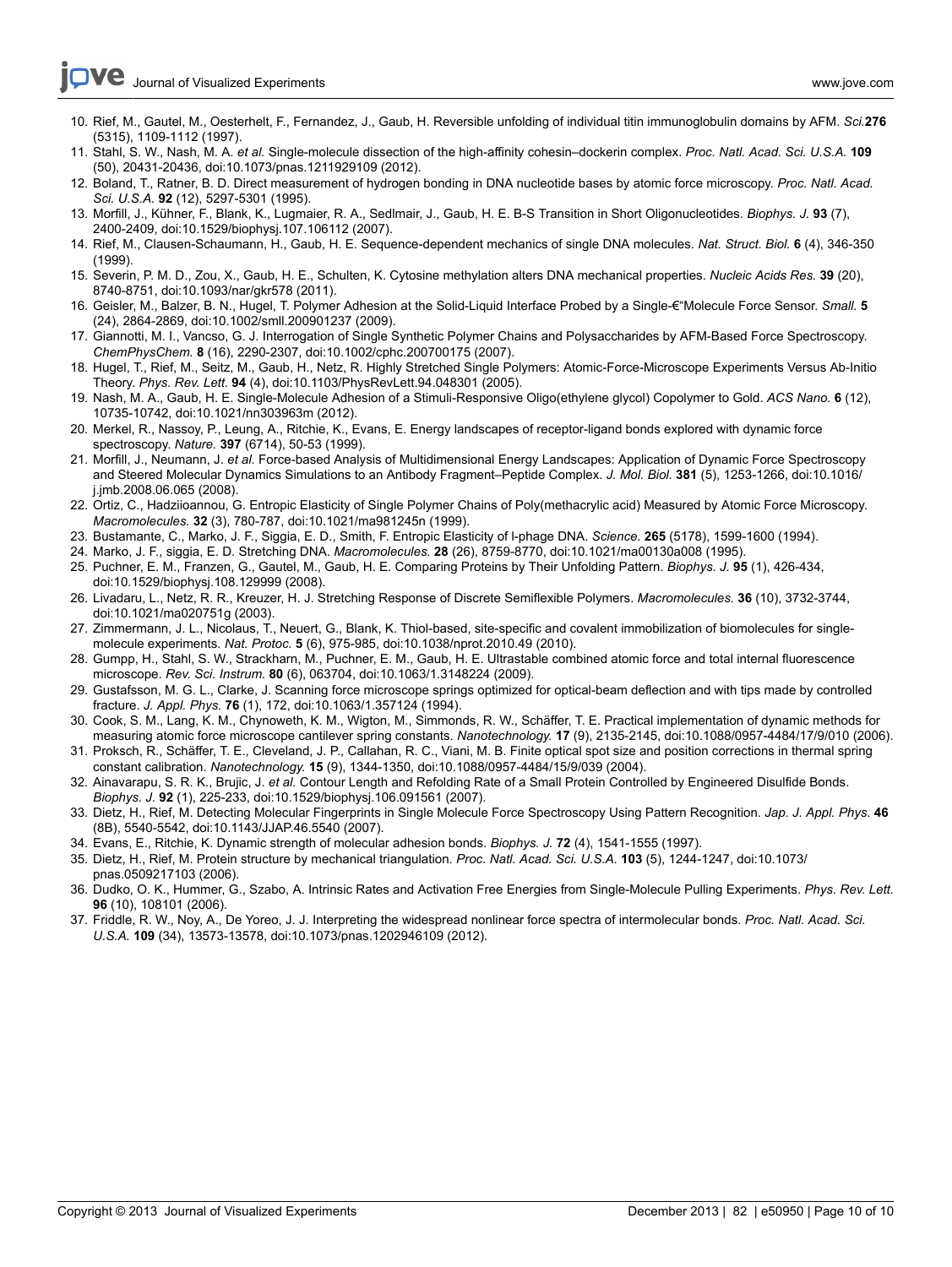10. Rief, M., Gautel, M., Oesterhelt, F., Fernandez, J., Gaub, H. Reversible unfolding of individual titin immunoglobulin domains by AFM. *Sci.* **276** (5315), 1109-1112 (1997).
11. Stahl, S. W., Nash, M. A. *et al.* Single-molecule dissection of the high-affinity cohesin–dockerin complex. *Proc. Natl. Acad. Sci. U.S.A.* **109** (50), 20431-20436, doi:10.1073/pnas.1211929109 (2012).
12. Boland, T., Ratner, B. D. Direct measurement of hydrogen bonding in DNA nucleotide bases by atomic force microscopy. *Proc. Natl. Acad. Sci. U.S.A.* **92** (12), 5297-5301 (1995).
13. Morfill, J., Kühner, F., Blank, K., Lugmaier, R. A., Sedlmair, J., Gaub, H. E. B-S Transition in Short Oligonucleotides. *Biophys. J.* **93** (7), 2400-2409, doi:10.1529/biophysj.107.106112 (2007).
14. Rief, M., Clausen-Schaumann, H., Gaub, H. E. Sequence-dependent mechanics of single DNA molecules. *Nat. Struct. Biol.* **6** (4), 346-350 (1999).
15. Severin, P. M. D., Zou, X., Gaub, H. E., Schulten, K. Cytosine methylation alters DNA mechanical properties. *Nucleic Acids Res.* **39** (20), 8740-8751, doi:10.1093/nar/gkr578 (2011).
16. Geisler, M., Balzer, B. N., Hugel, T. Polymer Adhesion at the Solid-Liquid Interface Probed by a Single-€"Molecule Force Sensor. *Small.* **5** (24), 2864-2869, doi:10.1002/smll.200901237 (2009).
17. Giannotti, M. I., Vancso, G. J. Interrogation of Single Synthetic Polymer Chains and Polysaccharides by AFM-Based Force Spectroscopy. *ChemPhysChem.* **8** (16), 2290-2307, doi:10.1002/cphc.200700175 (2007).
18. Hugel, T., Rief, M., Seitz, M., Gaub, H., Netz, R. Highly Stretched Single Polymers: Atomic-Force-Microscope Experiments Versus Ab-Initio Theory. *Phys. Rev. Lett.* **94** (4), doi:10.1103/PhysRevLett.94.048301 (2005).
19. Nash, M. A., Gaub, H. E. Single-Molecule Adhesion of a Stimuli-Responsive Oligo(ethylene glycol) Copolymer to Gold. *ACS Nano.* **6** (12), 10735-10742, doi:10.1021/nn303963m (2012).
20. Merkel, R., Nassoy, P., Leung, A., Ritchie, K., Evans, E. Energy landscapes of receptor-ligand bonds explored with dynamic force spectroscopy. *Nature.* **397** (6714), 50-53 (1999).
21. Morfill, J., Neumann, J. *et al.* Force-based Analysis of Multidimensional Energy Landscapes: Application of Dynamic Force Spectroscopy and Steered Molecular Dynamics Simulations to an Antibody Fragment–Peptide Complex. *J. Mol. Biol.* **381** (5), 1253-1266, doi:10.1016/j.jmb.2008.06.065 (2008).
22. Ortiz, C., Hadziioannou, G. Entropic Elasticity of Single Polymer Chains of Poly(methacrylic acid) Measured by Atomic Force Microscopy. *Macromolecules.* **32** (3), 780-787, doi:10.1021/ma981245n (1999).
23. Bustamante, C., Marko, J. F., Siggia, E. D., Smith, F. Entropic Elasticity of l-phage DNA. *Science.* **265** (5178), 1599-1600 (1994).
24. Marko, J. F., siggia, E. D. Stretching DNA. *Macromolecules.* **28** (26), 8759-8770, doi:10.1021/ma00130a008 (1995).
25. Puchner, E. M., Franzen, G., Gautel, M., Gaub, H. E. Comparing Proteins by Their Unfolding Pattern. *Biophys. J.* **95** (1), 426-434, doi:10.1529/biophysj.108.129999 (2008).
26. Livadaru, L., Netz, R. R., Kreuzer, H. J. Stretching Response of Discrete Semiflexible Polymers. *Macromolecules.* **36** (10), 3732-3744, doi:10.1021/ma020751g (2003).
27. Zimmermann, J. L., Nicolaus, T., Neuert, G., Blank, K. Thiol-based, site-specific and covalent immobilization of biomolecules for single-molecule experiments. *Nat. Protoc.* **5** (6), 975-985, doi:10.1038/nprot.2010.49 (2010).
28. Gumpp, H., Stahl, S. W., Strackharn, M., Puchner, E. M., Gaub, H. E. Ultrastable combined atomic force and total internal fluorescence microscope. *Rev. Sci. Instrum.* **80** (6), 063704, doi:10.1063/1.3148224 (2009).
29. Gustafsson, M. G. L., Clarke, J. Scanning force microscope springs optimized for optical-beam deflection and with tips made by controlled fracture. *J. Appl. Phys.* **76** (1), 172, doi:10.1063/1.357124 (1994).
30. Cook, S. M., Lang, K. M., Chynoweth, K. M., Wigton, M., Simmonds, R. W., Schäffer, T. E. Practical implementation of dynamic methods for measuring atomic force microscope cantilever spring constants. *Nanotechnology.* **17** (9), 2135-2145, doi:10.1088/0957-4484/17/9/010 (2006).
31. Proksch, R., Schäffer, T. E., Cleveland, J. P., Callahan, R. C., Viani, M. B. Finite optical spot size and position corrections in thermal spring constant calibration. *Nanotechnology.* **15** (9), 1344-1350, doi:10.1088/0957-4484/15/9/039 (2004).
32. Ainavarapu, S. R. K., Brujic, J. *et al.* Contour Length and Refolding Rate of a Small Protein Controlled by Engineered Disulfide Bonds. *Biophys. J.* **92** (1), 225-233, doi:10.1529/biophysj.106.091561 (2007).
33. Dietz, H., Rief, M. Detecting Molecular Fingerprints in Single Molecule Force Spectroscopy Using Pattern Recognition. *Jap. J. Appl. Phys.* **46** (8B), 5540-5542, doi:10.1143/JJAP.46.5540 (2007).
34. Evans, E., Ritchie, K. Dynamic strength of molecular adhesion bonds. *Biophys. J.* **72** (4), 1541-1555 (1997).
35. Dietz, H., Rief, M. Protein structure by mechanical triangulation. *Proc. Natl. Acad. Sci. U.S.A.* **103** (5), 1244-1247, doi:10.1073/pnas.0509217103 (2006).
36. Dudko, O. K., Hummer, G., Szabo, A. Intrinsic Rates and Activation Free Energies from Single-Molecule Pulling Experiments. *Phys. Rev. Lett.* **96** (10), 108101 (2006).
37. Friddle, R. W., Noy, A., De Yoreo, J. J. Interpreting the widespread nonlinear force spectra of intermolecular bonds. *Proc. Natl. Acad. Sci. U.S.A.* **109** (34), 13573-13578, doi:10.1073/pnas.1202946109 (2012).